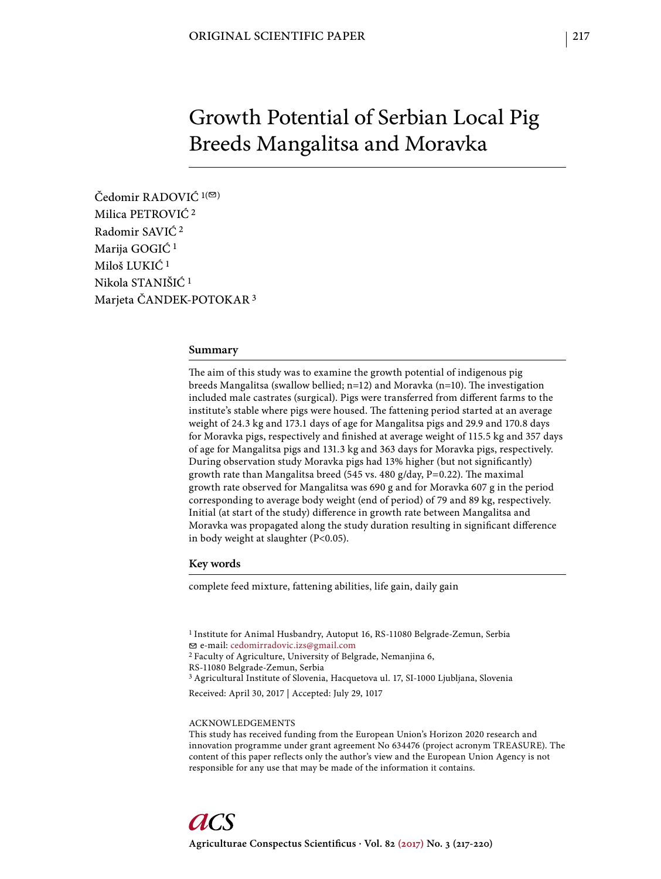ORIGINAL SCIENTIFIC PAPER

# Growth Potential of Serbian Local Pig Breeds Mangalitsa and Moravka

Čedomir RADOVIĆ [1(✉)]
Milica PETROVIĆ [2]
Radomir SAVIĆ [2]
Marija GOGIĆ [1]
Miloš LUKIĆ [1]
Nikola STANIŠIĆ [1]
Marjeta ČANDEK-POTOKAR [3]

## Summary

The aim of this study was to examine the growth potential of indigenous pig breeds Mangalitsa (swallow bellied; n=12) and Moravka (n=10). The investigation included male castrates (surgical). Pigs were transferred from different farms to the institute's stable where pigs were housed. The fattening period started at an average weight of 24.3 kg and 173.1 days of age for Mangalitsa pigs and 29.9 and 170.8 days for Moravka pigs, respectively and finished at average weight of 115.5 kg and 357 days of age for Mangalitsa pigs and 131.3 kg and 363 days for Moravka pigs, respectively. During observation study Moravka pigs had 13% higher (but not significantly) growth rate than Mangalitsa breed (545 vs. 480 g/day, P=0.22). The maximal growth rate observed for Mangalitsa was 690 g and for Moravka 607 g in the period corresponding to average body weight (end of period) of 79 and 89 kg, respectively. Initial (at start of the study) difference in growth rate between Mangalitsa and Moravka was propagated along the study duration resulting in significant difference in body weight at slaughter (P<0.05).

## Key words

complete feed mixture, fattening abilities, life gain, daily gain

[1] Institute for Animal Husbandry, Autoput 16, RS-11080 Belgrade-Zemun, Serbia
✉ e-mail: cedomirradovic.izs@gmail.com
[2] Faculty of Agriculture, University of Belgrade, Nemanjina 6, RS-11080 Belgrade-Zemun, Serbia
[3] Agricultural Institute of Slovenia, Hacquetova ul. 17, SI-1000 Ljubljana, Slovenia

Received: April 30, 2017 | Accepted: July 29, 1017

ACKNOWLEDGEMENTS
This study has received funding from the European Union's Horizon 2020 research and innovation programme under grant agreement No 634476 (project acronym TREASURE). The content of this paper reflects only the author's view and the European Union Agency is not responsible for any use that may be made of the information it contains.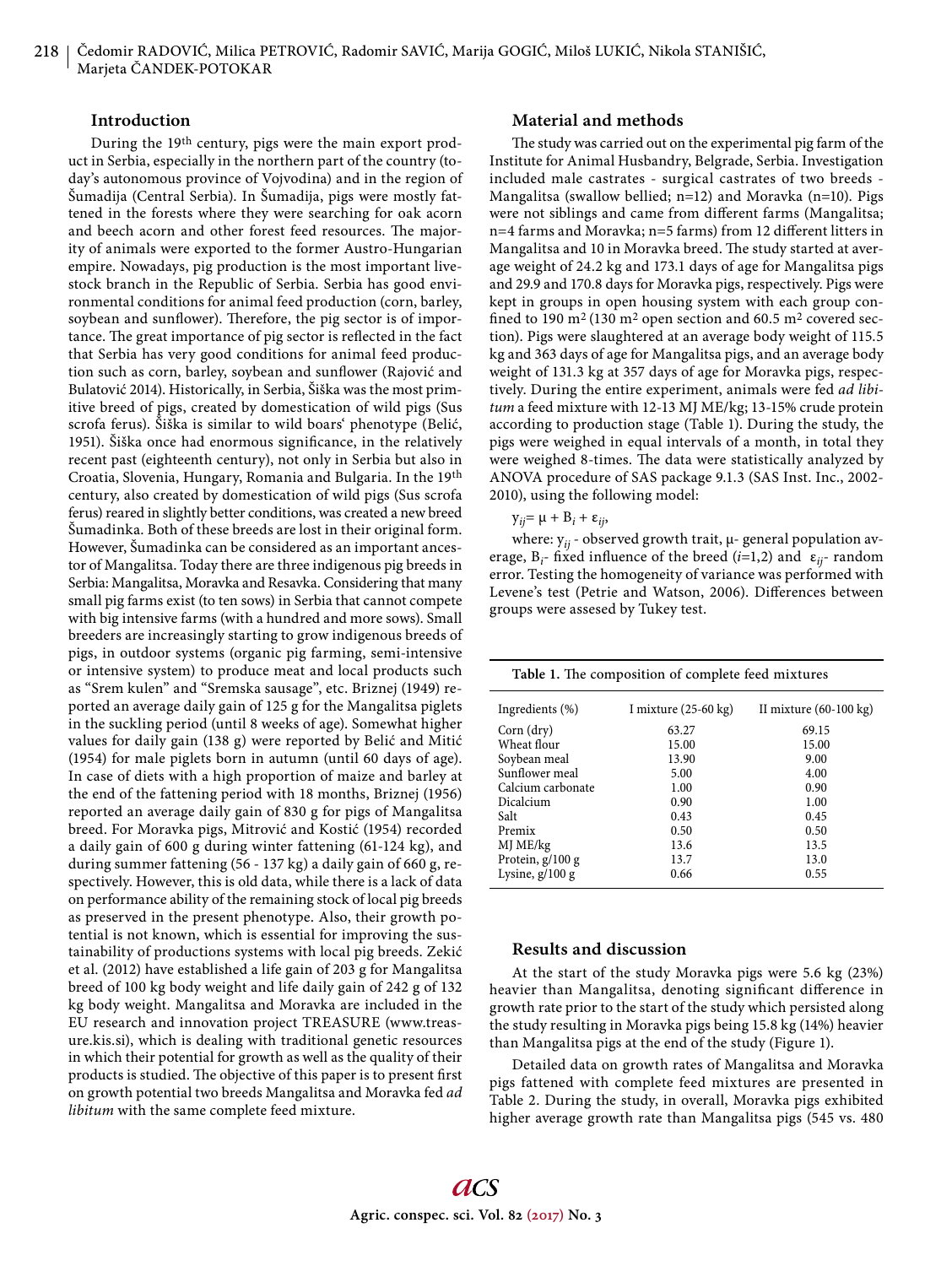## Introduction

During the 19th century, pigs were the main export product in Serbia, especially in the northern part of the country (today's autonomous province of Vojvodina) and in the region of Šumadija (Central Serbia). In Šumadija, pigs were mostly fattened in the forests where they were searching for oak acorn and beech acorn and other forest feed resources. The majority of animals were exported to the former Austro-Hungarian empire. Nowadays, pig production is the most important livestock branch in the Republic of Serbia. Serbia has good environmental conditions for animal feed production (corn, barley, soybean and sunflower). Therefore, the pig sector is of importance. The great importance of pig sector is reflected in the fact that Serbia has very good conditions for animal feed production such as corn, barley, soybean and sunflower (Rajović and Bulatović 2014). Historically, in Serbia, Šiška was the most primitive breed of pigs, created by domestication of wild pigs (Sus scrofa ferus). Šiška is similar to wild boars' phenotype (Belić, 1951). Šiška once had enormous significance, in the relatively recent past (eighteenth century), not only in Serbia but also in Croatia, Slovenia, Hungary, Romania and Bulgaria. In the 19th century, also created by domestication of wild pigs (Sus scrofa ferus) reared in slightly better conditions, was created a new breed Šumadinka. Both of these breeds are lost in their original form. However, Šumadinka can be considered as an important ancestor of Mangalitsa. Today there are three indigenous pig breeds in Serbia: Mangalitsa, Moravka and Resavka. Considering that many small pig farms exist (to ten sows) in Serbia that cannot compete with big intensive farms (with a hundred and more sows). Small breeders are increasingly starting to grow indigenous breeds of pigs, in outdoor systems (organic pig farming, semi-intensive or intensive system) to produce meat and local products such as "Srem kulen" and "Sremska sausage", etc. Briznej (1949) reported an average daily gain of 125 g for the Mangalitsa piglets in the suckling period (until 8 weeks of age). Somewhat higher values for daily gain (138 g) were reported by Belić and Mitić (1954) for male piglets born in autumn (until 60 days of age). In case of diets with a high proportion of maize and barley at the end of the fattening period with 18 months, Briznej (1956) reported an average daily gain of 830 g for pigs of Mangalitsa breed. For Moravka pigs, Mitrović and Kostić (1954) recorded a daily gain of 600 g during winter fattening (61-124 kg), and during summer fattening (56 - 137 kg) a daily gain of 660 g, respectively. However, this is old data, while there is a lack of data on performance ability of the remaining stock of local pig breeds as preserved in the present phenotype. Also, their growth potential is not known, which is essential for improving the sustainability of productions systems with local pig breeds. Zekić et al. (2012) have established a life gain of 203 g for Mangalitsa breed of 100 kg body weight and life daily gain of 242 g of 132 kg body weight. Mangalitsa and Moravka are included in the EU research and innovation project TREASURE (www.treasure.kis.si), which is dealing with traditional genetic resources in which their potential for growth as well as the quality of their products is studied. The objective of this paper is to present first on growth potential two breeds Mangalitsa and Moravka fed *ad libitum* with the same complete feed mixture.

## Material and methods

The study was carried out on the experimental pig farm of the Institute for Animal Husbandry, Belgrade, Serbia. Investigation included male castrates - surgical castrates of two breeds - Mangalitsa (swallow bellied; n=12) and Moravka (n=10). Pigs were not siblings and came from different farms (Mangalitsa; n=4 farms and Moravka; n=5 farms) from 12 different litters in Mangalitsa and 10 in Moravka breed. The study started at average weight of 24.2 kg and 173.1 days of age for Mangalitsa pigs and 29.9 and 170.8 days for Moravka pigs, respectively. Pigs were kept in groups in open housing system with each group confined to 190 m² (130 m² open section and 60.5 m² covered section). Pigs were slaughtered at an average body weight of 115.5 kg and 363 days of age for Mangalitsa pigs, and an average body weight of 131.3 kg at 357 days of age for Moravka pigs, respectively. During the entire experiment, animals were fed *ad libitum* a feed mixture with 12-13 MJ ME/kg; 13-15% crude protein according to production stage (Table 1). During the study, the pigs were weighed in equal intervals of a month, in total they were weighed 8-times. The data were statistically analyzed by ANOVA procedure of SAS package 9.1.3 (SAS Inst. Inc., 2002-2010), using the following model:

$y_{ij} = \mu + B_i + \varepsilon_{ij}$,

where: $y_{ij}$ - observed growth trait, $\mu$- general population average, $B_i$- fixed influence of the breed ($i$=1,2) and $\varepsilon_{ij}$- random error. Testing the homogeneity of variance was performed with Levene's test (Petrie and Watson, 2006). Differences between groups were assesed by Tukey test.

**Table 1.** The composition of complete feed mixtures

| Ingredients (%) | I mixture (25-60 kg) | II mixture (60-100 kg) |
|---|---|---|
| Corn (dry) | 63.27 | 69.15 |
| Wheat flour | 15.00 | 15.00 |
| Soybean meal | 13.90 | 9.00 |
| Sunflower meal | 5.00 | 4.00 |
| Calcium carbonate | 1.00 | 0.90 |
| Dicalcium | 0.90 | 1.00 |
| Salt | 0.43 | 0.45 |
| Premix | 0.50 | 0.50 |
| MJ ME/kg | 13.6 | 13.5 |
| Protein, g/100 g | 13.7 | 13.0 |
| Lysine, g/100 g | 0.66 | 0.55 |

## Results and discussion

At the start of the study Moravka pigs were 5.6 kg (23%) heavier than Mangalitsa, denoting significant difference in growth rate prior to the start of the study which persisted along the study resulting in Moravka pigs being 15.8 kg (14%) heavier than Mangalitsa pigs at the end of the study (Figure 1).

Detailed data on growth rates of Mangalitsa and Moravka pigs fattened with complete feed mixtures are presented in Table 2. During the study, in overall, Moravka pigs exhibited higher average growth rate than Mangalitsa pigs (545 vs. 480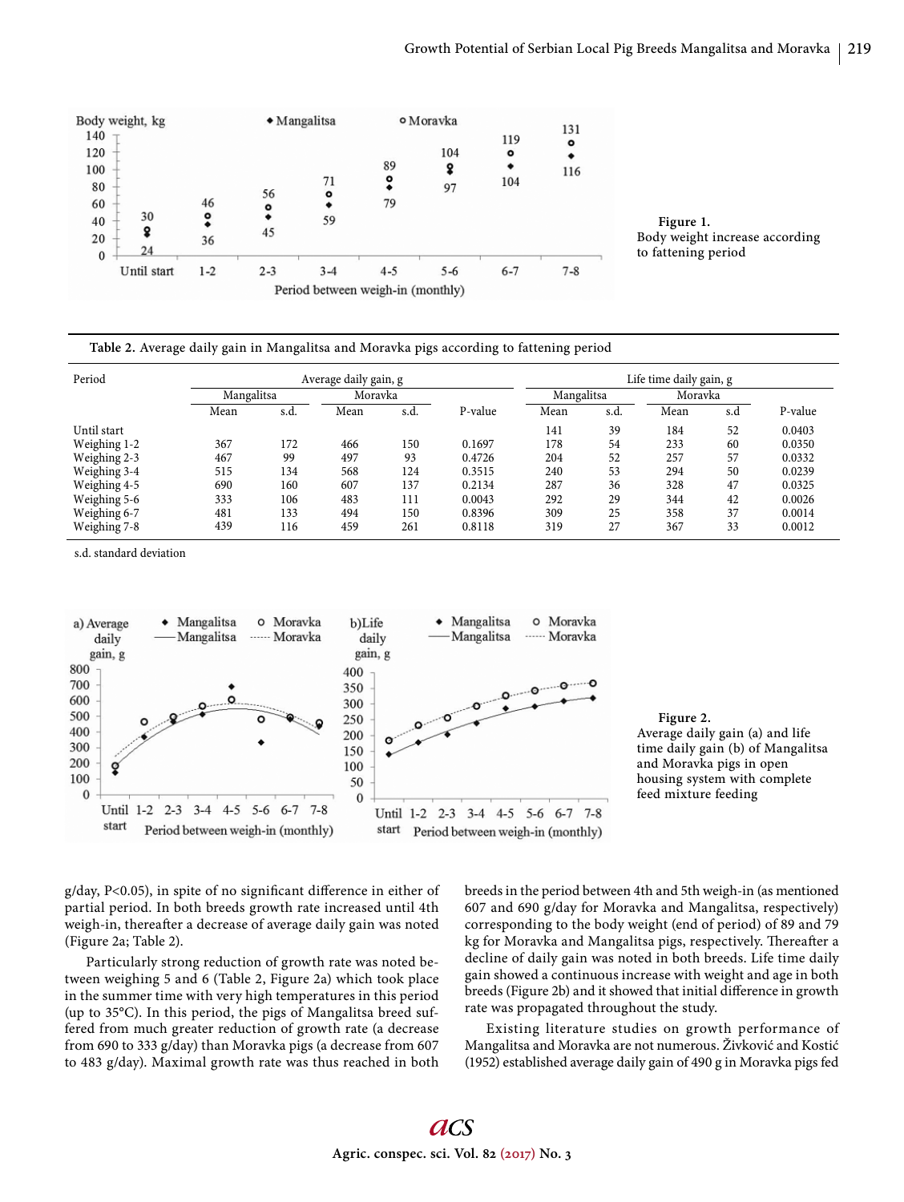**Figure 1.** Body weight increase according to fattening period

Table 2. Average daily gain in Mangalitsa and Moravka pigs according to fattening period

| Period | Average daily gain, g | | | | | Life time daily gain, g | | | | |
|---|---|---|---|---|---|---|---|---|---|---|
| | Mangalitsa | | Moravka | | | Mangalitsa | | Moravka | | |
| | Mean | s.d. | Mean | s.d. | P-value | Mean | s.d. | Mean | s.d | P-value |
| Until start | | | | | | 141 | 39 | 184 | 52 | 0.0403 |
| Weighing 1-2 | 367 | 172 | 466 | 150 | 0.1697 | 178 | 54 | 233 | 60 | 0.0350 |
| Weighing 2-3 | 467 | 99 | 497 | 93 | 0.4726 | 204 | 52 | 257 | 57 | 0.0332 |
| Weighing 3-4 | 515 | 134 | 568 | 124 | 0.3515 | 240 | 53 | 294 | 50 | 0.0239 |
| Weighing 4-5 | 690 | 160 | 607 | 137 | 0.2134 | 287 | 36 | 328 | 47 | 0.0325 |
| Weighing 5-6 | 333 | 106 | 483 | 111 | 0.0043 | 292 | 29 | 344 | 42 | 0.0026 |
| Weighing 6-7 | 481 | 133 | 494 | 150 | 0.8396 | 309 | 25 | 358 | 37 | 0.0014 |
| Weighing 7-8 | 439 | 116 | 459 | 261 | 0.8118 | 319 | 27 | 367 | 33 | 0.0012 |

s.d. standard deviation

**Figure 2.** Average daily gain (a) and life time daily gain (b) of Mangalitsa and Moravka pigs in open housing system with complete feed mixture feeding

g/day, P<0.05), in spite of no significant difference in either of partial period. In both breeds growth rate increased until 4th weigh-in, thereafter a decrease of average daily gain was noted (Figure 2a; Table 2).

Particularly strong reduction of growth rate was noted between weighing 5 and 6 (Table 2, Figure 2a) which took place in the summer time with very high temperatures in this period (up to 35°C). In this period, the pigs of Mangalitsa breed suffered from much greater reduction of growth rate (a decrease from 690 to 333 g/day) than Moravka pigs (a decrease from 607 to 483 g/day). Maximal growth rate was thus reached in both breeds in the period between 4th and 5th weigh-in (as mentioned 607 and 690 g/day for Moravka and Mangalitsa, respectively) corresponding to the body weight (end of period) of 89 and 79 kg for Moravka and Mangalitsa pigs, respectively. Thereafter a decline of daily gain was noted in both breeds. Life time daily gain showed a continuous increase with weight and age in both breeds (Figure 2b) and it showed that initial difference in growth rate was propagated throughout the study.

Existing literature studies on growth performance of Mangalitsa and Moravka are not numerous. Živković and Kostić (1952) established average daily gain of 490 g in Moravka pigs fed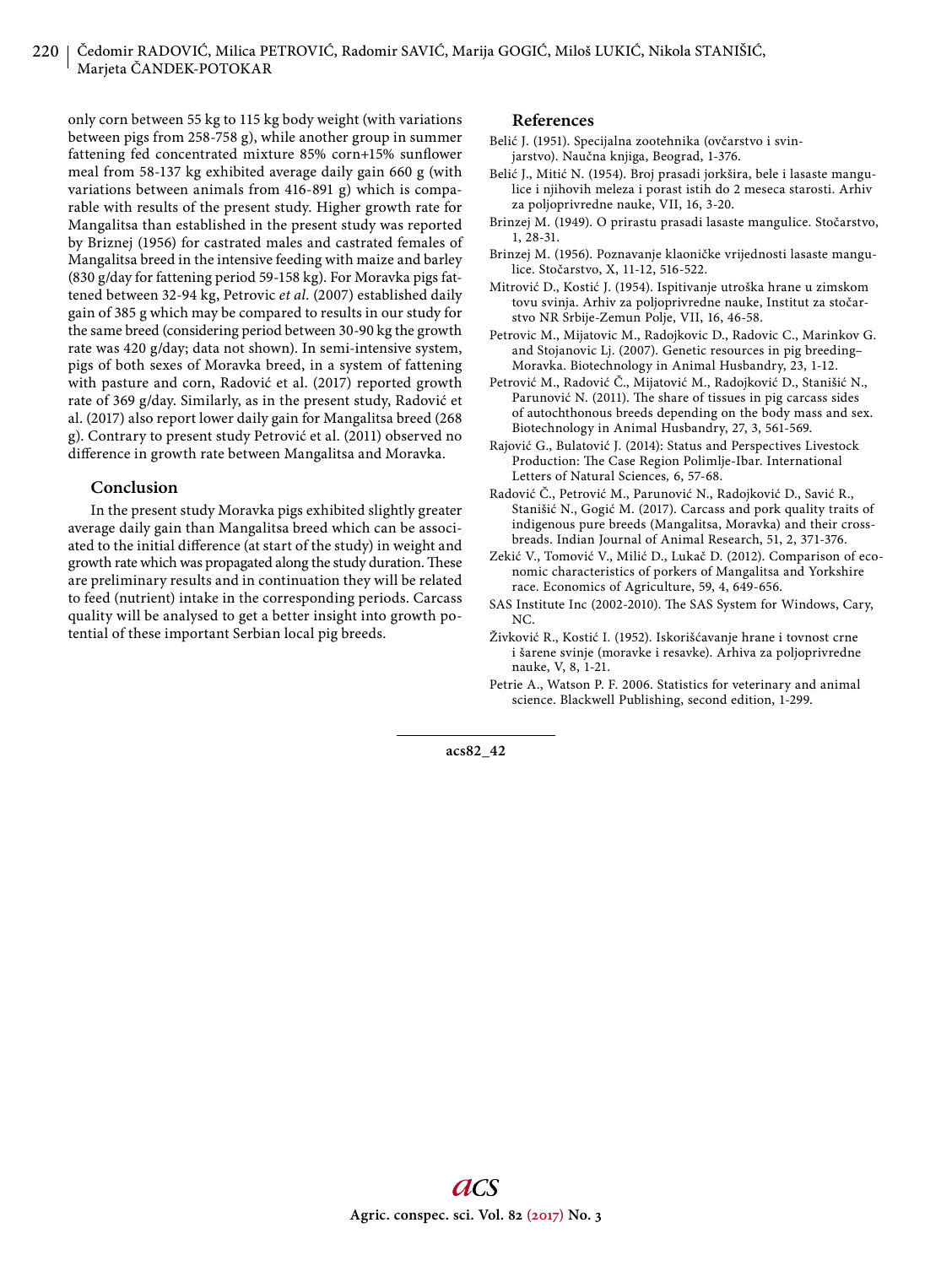only corn between 55 kg to 115 kg body weight (with variations between pigs from 258-758 g), while another group in summer fattening fed concentrated mixture 85% corn+15% sunflower meal from 58-137 kg exhibited average daily gain 660 g (with variations between animals from 416-891 g) which is comparable with results of the present study. Higher growth rate for Mangalitsa than established in the present study was reported by Briznej (1956) for castrated males and castrated females of Mangalitsa breed in the intensive feeding with maize and barley (830 g/day for fattening period 59-158 kg). For Moravka pigs fattened between 32-94 kg, Petrovic *et al.* (2007) established daily gain of 385 g which may be compared to results in our study for the same breed (considering period between 30-90 kg the growth rate was 420 g/day; data not shown). In semi-intensive system, pigs of both sexes of Moravka breed, in a system of fattening with pasture and corn, Radović et al. (2017) reported growth rate of 369 g/day. Similarly, as in the present study, Radović et al. (2017) also report lower daily gain for Mangalitsa breed (268 g). Contrary to present study Petrović et al. (2011) observed no difference in growth rate between Mangalitsa and Moravka.

## Conclusion

In the present study Moravka pigs exhibited slightly greater average daily gain than Mangalitsa breed which can be associated to the initial difference (at start of the study) in weight and growth rate which was propagated along the study duration. These are preliminary results and in continuation they will be related to feed (nutrient) intake in the corresponding periods. Carcass quality will be analysed to get a better insight into growth potential of these important Serbian local pig breeds.

## References

Belić J. (1951). Specijalna zootehnika (ovčarstvo i svinjarstvo). Naučna knjiga, Beograd, 1-376.

Belić J., Mitić N. (1954). Broj prasadi jorkšira, bele i lasaste mangulice i njihovih meleza i porast istih do 2 meseca starosti. Arhiv za poljoprivredne nauke, VII, 16, 3-20.

Brinzej M. (1949). O prirastu prasadi lasaste mangulice. Stočarstvo, 1, 28-31.

Brinzej M. (1956). Poznavanje klaoničke vrijednosti lasaste mangulice. Stočarstvo, X, 11-12, 516-522.

Mitrović D., Kostić J. (1954). Ispitivanje utroška hrane u zimskom tovu svinja. Arhiv za poljoprivredne nauke, Institut za stočarstvo NR Srbije-Zemun Polje, VII, 16, 46-58.

Petrovic M., Mijatovic M., Radojkovic D., Radovic C., Marinkov G. and Stojanovic Lj. (2007). Genetic resources in pig breeding– Moravka. Biotechnology in Animal Husbandry, 23, 1-12.

Petrović M., Radović Č., Mijatović M., Radojković D., Stanišić N., Parunović N. (2011). The share of tissues in pig carcass sides of autochthonous breeds depending on the body mass and sex. Biotechnology in Animal Husbandry, 27, 3, 561-569.

Rajović G., Bulatović J. (2014): Status and Perspectives Livestock Production: The Case Region Polimlje-Ibar. International Letters of Natural Sciences, 6, 57-68.

Radović Č., Petrović M., Parunović N., Radojković D., Savić R., Stanišić N., Gogić M. (2017). Carcass and pork quality traits of indigenous pure breeds (Mangalitsa, Moravka) and their crossbreeds. Indian Journal of Animal Research, 51, 2, 371-376.

Zekić V., Tomović V., Milić D., Lukač D. (2012). Comparison of economic characteristics of porkers of Mangalitsa and Yorkshire race. Economics of Agriculture, 59, 4, 649-656.

SAS Institute Inc (2002-2010). The SAS System for Windows, Cary, NC.

Živković R., Kostić I. (1952). Iskorišćavanje hrane i tovnost crne i šarene svinje (moravke i resavke). Arhiva za poljoprivredne nauke, V, 8, 1-21.

Petrie A., Watson P. F. 2006. Statistics for veterinary and animal science. Blackwell Publishing, second edition, 1-299.

acs82_42